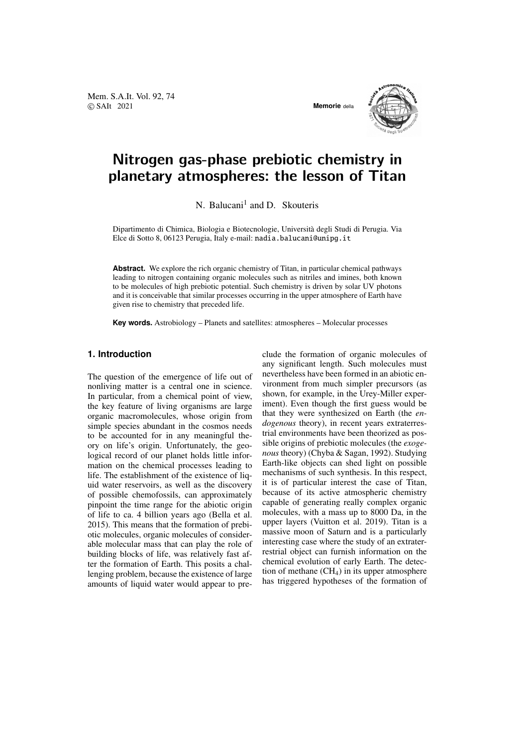# Nitrogen gas-phase prebiotic chemistry in planetary atmospheres: the lesson of Titan

N. Balucani[1] and D. Skouteris

Dipartimento di Chimica, Biologia e Biotecnologie, Università degli Studi di Perugia. Via Elce di Sotto 8, 06123 Perugia, Italy e-mail: nadia.balucani@unipg.it

**Abstract.** We explore the rich organic chemistry of Titan, in particular chemical pathways leading to nitrogen containing organic molecules such as nitriles and imines, both known to be molecules of high prebiotic potential. Such chemistry is driven by solar UV photons and it is conceivable that similar processes occurring in the upper atmosphere of Earth have given rise to chemistry that preceded life.

**Key words.** Astrobiology – Planets and satellites: atmospheres – Molecular processes

## 1. Introduction

The question of the emergence of life out of nonliving matter is a central one in science. In particular, from a chemical point of view, the key feature of living organisms are large organic macromolecules, whose origin from simple species abundant in the cosmos needs to be accounted for in any meaningful theory on life's origin. Unfortunately, the geological record of our planet holds little information on the chemical processes leading to life. The establishment of the existence of liquid water reservoirs, as well as the discovery of possible chemofossils, can approximately pinpoint the time range for the abiotic origin of life to ca. 4 billion years ago (Bella et al. 2015). This means that the formation of prebiotic molecules, organic molecules of considerable molecular mass that can play the role of building blocks of life, was relatively fast after the formation of Earth. This posits a challenging problem, because the existence of large amounts of liquid water would appear to preclude the formation of organic molecules of any significant length. Such molecules must nevertheless have been formed in an abiotic environment from much simpler precursors (as shown, for example, in the Urey-Miller experiment). Even though the first guess would be that they were synthesized on Earth (the *endogenous* theory), in recent years extraterrestrial environments have been theorized as possible origins of prebiotic molecules (the *exogenous* theory) (Chyba & Sagan, 1992). Studying Earth-like objects can shed light on possible mechanisms of such synthesis. In this respect, it is of particular interest the case of Titan, because of its active atmospheric chemistry capable of generating really complex organic molecules, with a mass up to 8000 Da, in the upper layers (Vuitton et al. 2019). Titan is a massive moon of Saturn and is a particularly interesting case where the study of an extraterrestrial object can furnish information on the chemical evolution of early Earth. The detection of methane ($CH_4$) in its upper atmosphere has triggered hypotheses of the formation of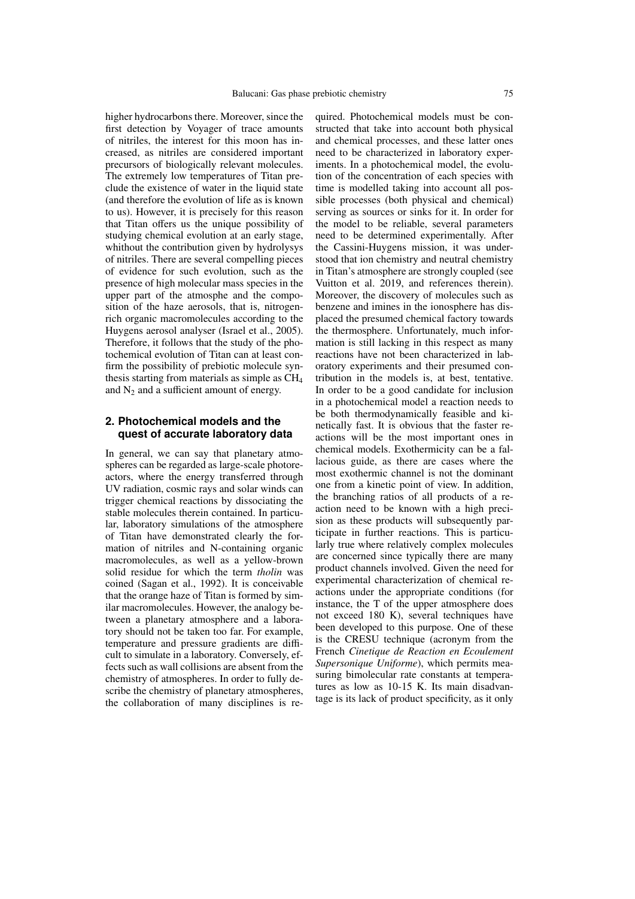higher hydrocarbons there. Moreover, since the first detection by Voyager of trace amounts of nitriles, the interest for this moon has increased, as nitriles are considered important precursors of biologically relevant molecules. The extremely low temperatures of Titan preclude the existence of water in the liquid state (and therefore the evolution of life as is known to us). However, it is precisely for this reason that Titan offers us the unique possibility of studying chemical evolution at an early stage, whithout the contribution given by hydrolysys of nitriles. There are several compelling pieces of evidence for such evolution, such as the presence of high molecular mass species in the upper part of the atmosphe and the composition of the haze aerosols, that is, nitrogen-rich organic macromolecules according to the Huygens aerosol analyser (Israel et al., 2005). Therefore, it follows that the study of the photochemical evolution of Titan can at least confirm the possibility of prebiotic molecule synthesis starting from materials as simple as $CH_4$ and $N_2$ and a sufficient amount of energy.

## 2. Photochemical models and the quest of accurate laboratory data

In general, we can say that planetary atmospheres can be regarded as large-scale photoreactors, where the energy transferred through UV radiation, cosmic rays and solar winds can trigger chemical reactions by dissociating the stable molecules therein contained. In particular, laboratory simulations of the atmosphere of Titan have demonstrated clearly the formation of nitriles and N-containing organic macromolecules, as well as a yellow-brown solid residue for which the term *tholin* was coined (Sagan et al., 1992). It is conceivable that the orange haze of Titan is formed by similar macromolecules. However, the analogy between a planetary atmosphere and a laboratory should not be taken too far. For example, temperature and pressure gradients are difficult to simulate in a laboratory. Conversely, effects such as wall collisions are absent from the chemistry of atmospheres. In order to fully describe the chemistry of planetary atmospheres, the collaboration of many disciplines is required. Photochemical models must be constructed that take into account both physical and chemical processes, and these latter ones need to be characterized in laboratory experiments. In a photochemical model, the evolution of the concentration of each species with time is modelled taking into account all possible processes (both physical and chemical) serving as sources or sinks for it. In order for the model to be reliable, several parameters need to be determined experimentally. After the Cassini-Huygens mission, it was understood that ion chemistry and neutral chemistry in Titan's atmosphere are strongly coupled (see Vuitton et al. 2019, and references therein). Moreover, the discovery of molecules such as benzene and imines in the ionosphere has displaced the presumed chemical factory towards the thermosphere. Unfortunately, much information is still lacking in this respect as many reactions have not been characterized in laboratory experiments and their presumed contribution in the models is, at best, tentative. In order to be a good candidate for inclusion in a photochemical model a reaction needs to be both thermodynamically feasible and kinetically fast. It is obvious that the faster reactions will be the most important ones in chemical models. Exothermicity can be a fallacious guide, as there are cases where the most exothermic channel is not the dominant one from a kinetic point of view. In addition, the branching ratios of all products of a reaction need to be known with a high precision as these products will subsequently participate in further reactions. This is particularly true where relatively complex molecules are concerned since typically there are many product channels involved. Given the need for experimental characterization of chemical reactions under the appropriate conditions (for instance, the T of the upper atmosphere does not exceed 180 K), several techniques have been developed to this purpose. One of these is the CRESU technique (acronym from the French *Cinetique de Reaction en Ecoulement Supersonique Uniforme*), which permits measuring bimolecular rate constants at temperatures as low as 10-15 K. Its main disadvantage is its lack of product specificity, as it only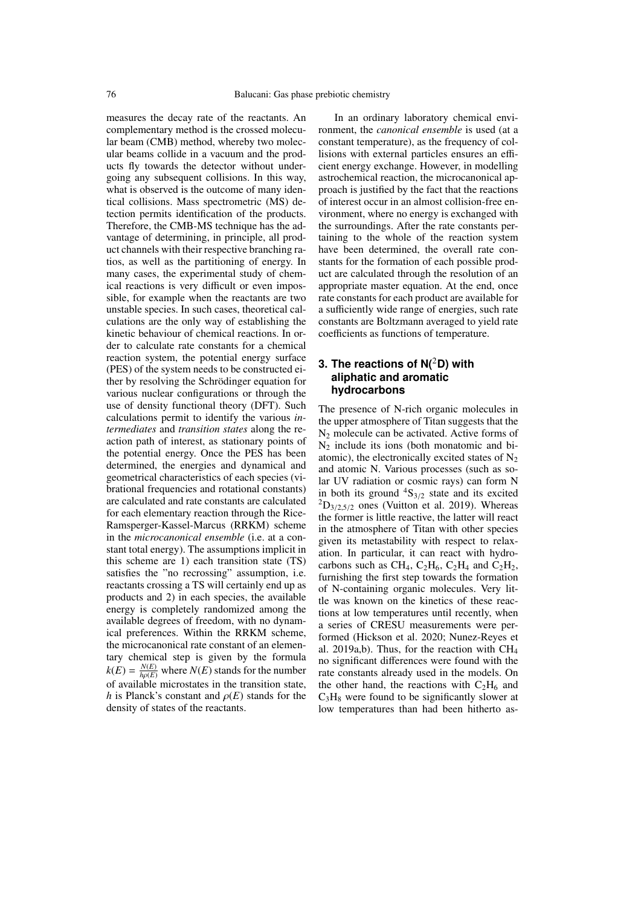measures the decay rate of the reactants. An complementary method is the crossed molecular beam (CMB) method, whereby two molecular beams collide in a vacuum and the products fly towards the detector without undergoing any subsequent collisions. In this way, what is observed is the outcome of many identical collisions. Mass spectrometric (MS) detection permits identification of the products. Therefore, the CMB-MS technique has the advantage of determining, in principle, all product channels with their respective branching ratios, as well as the partitioning of energy. In many cases, the experimental study of chemical reactions is very difficult or even impossible, for example when the reactants are two unstable species. In such cases, theoretical calculations are the only way of establishing the kinetic behaviour of chemical reactions. In order to calculate rate constants for a chemical reaction system, the potential energy surface (PES) of the system needs to be constructed either by resolving the Schrödinger equation for various nuclear configurations or through the use of density functional theory (DFT). Such calculations permit to identify the various *intermediates* and *transition states* along the reaction path of interest, as stationary points of the potential energy. Once the PES has been determined, the energies and dynamical and geometrical characteristics of each species (vibrational frequencies and rotational constants) are calculated and rate constants are calculated for each elementary reaction through the Rice-Ramsperger-Kassel-Marcus (RRKM) scheme in the *microcanonical ensemble* (i.e. at a constant total energy). The assumptions implicit in this scheme are 1) each transition state (TS) satisfies the "no recrossing" assumption, i.e. reactants crossing a TS will certainly end up as products and 2) in each species, the available energy is completely randomized among the available degrees of freedom, with no dynamical preferences. Within the RRKM scheme, the microcanonical rate constant of an elementary chemical step is given by the formula $k(E) = \frac{N(E)}{h\rho(E)}$ where $N(E)$ stands for the number of available microstates in the transition state, $h$ is Planck's constant and $\rho(E)$ stands for the density of states of the reactants.

In an ordinary laboratory chemical environment, the *canonical ensemble* is used (at a constant temperature), as the frequency of collisions with external particles ensures an efficient energy exchange. However, in modelling astrochemical reaction, the microcanonical approach is justified by the fact that the reactions of interest occur in an almost collision-free environment, where no energy is exchanged with the surroundings. After the rate constants pertaining to the whole of the reaction system have been determined, the overall rate constants for the formation of each possible product are calculated through the resolution of an appropriate master equation. At the end, once rate constants for each product are available for a sufficiently wide range of energies, such rate constants are Boltzmann averaged to yield rate coefficients as functions of temperature.

## 3. The reactions of N($^2$D) with aliphatic and aromatic hydrocarbons

The presence of N-rich organic molecules in the upper atmosphere of Titan suggests that the $N_2$ molecule can be activated. Active forms of $N_2$ include its ions (both monatomic and biatomic), the electronically excited states of $N_2$ and atomic N. Various processes (such as solar UV radiation or cosmic rays) can form N in both its ground $^4S_{3/2}$ state and its excited $^2D_{3/2,5/2}$ ones (Vuitton et al. 2019). Whereas the former is little reactive, the latter will react in the atmosphere of Titan with other species given its metastability with respect to relaxation. In particular, it can react with hydrocarbons such as $CH_4$, $C_2H_6$, $C_2H_4$ and $C_2H_2$, furnishing the first step towards the formation of N-containing organic molecules. Very little was known on the kinetics of these reactions at low temperatures until recently, when a series of CRESU measurements were performed (Hickson et al. 2020; Nunez-Reyes et al. 2019a,b). Thus, for the reaction with $CH_4$ no significant differences were found with the rate constants already used in the models. On the other hand, the reactions with $C_2H_6$ and $C_3H_8$ were found to be significantly slower at low temperatures than had been hitherto as-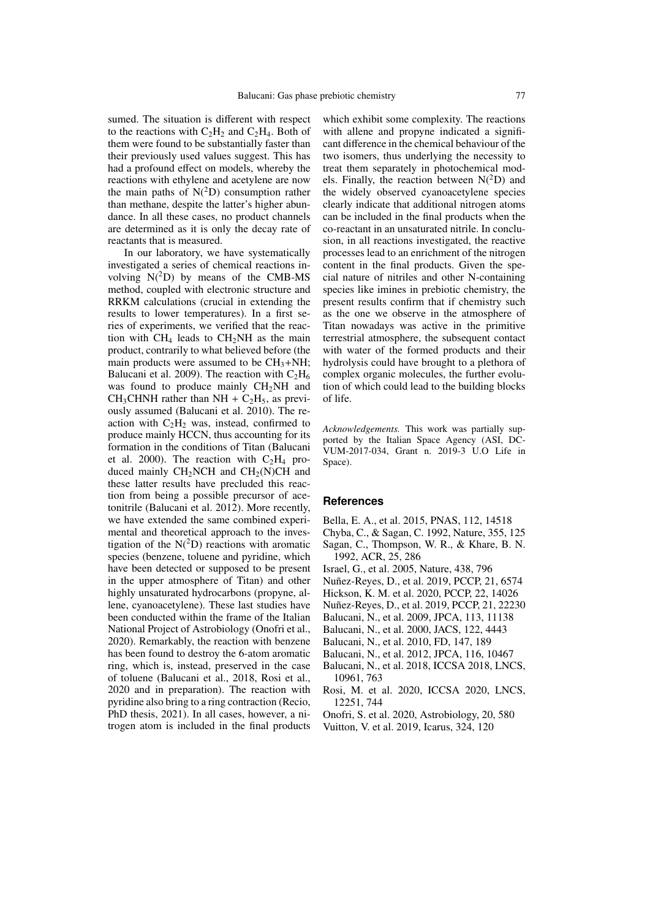sumed. The situation is different with respect to the reactions with $C_2H_2$ and $C_2H_4$. Both of them were found to be substantially faster than their previously used values suggest. This has had a profound effect on models, whereby the reactions with ethylene and acetylene are now the main paths of $N(^2D)$ consumption rather than methane, despite the latter's higher abundance. In all these cases, no product channels are determined as it is only the decay rate of reactants that is measured.

In our laboratory, we have systematically investigated a series of chemical reactions involving $N(^2D)$ by means of the CMB-MS method, coupled with electronic structure and RRKM calculations (crucial in extending the results to lower temperatures). In a first series of experiments, we verified that the reaction with $CH_4$ leads to $CH_2NH$ as the main product, contrarily to what believed before (the main products were assumed to be $CH_3$+NH; Balucani et al. 2009). The reaction with $C_2H_6$ was found to produce mainly $CH_2NH$ and $CH_3CHNH$ rather than NH + $C_2H_5$, as previously assumed (Balucani et al. 2010). The reaction with $C_2H_2$ was, instead, confirmed to produce mainly HCCN, thus accounting for its formation in the conditions of Titan (Balucani et al. 2000). The reaction with $C_2H_4$ produced mainly $CH_2NCH$ and $CH_2(N)CH$ and these latter results have precluded this reaction from being a possible precursor of acetonitrile (Balucani et al. 2012). More recently, we have extended the same combined experimental and theoretical approach to the investigation of the $N(^2D)$ reactions with aromatic species (benzene, toluene and pyridine, which have been detected or supposed to be present in the upper atmosphere of Titan) and other highly unsaturated hydrocarbons (propyne, allene, cyanoacetylene). These last studies have been conducted within the frame of the Italian National Project of Astrobiology (Onofri et al., 2020). Remarkably, the reaction with benzene has been found to destroy the 6-atom aromatic ring, which is, instead, preserved in the case of toluene (Balucani et al., 2018, Rosi et al., 2020 and in preparation). The reaction with pyridine also bring to a ring contraction (Recio, PhD thesis, 2021). In all cases, however, a nitrogen atom is included in the final products which exhibit some complexity. The reactions with allene and propyne indicated a significant difference in the chemical behaviour of the two isomers, thus underlying the necessity to treat them separately in photochemical models. Finally, the reaction between $N(^2D)$ and the widely observed cyanoacetylene species clearly indicate that additional nitrogen atoms can be included in the final products when the co-reactant in an unsaturated nitrile. In conclusion, in all reactions investigated, the reactive processes lead to an enrichment of the nitrogen content in the final products. Given the special nature of nitriles and other N-containing species like imines in prebiotic chemistry, the present results confirm that if chemistry such as the one we observe in the atmosphere of Titan nowadays was active in the primitive terrestrial atmosphere, the subsequent contact with water of the formed products and their hydrolysis could have brought to a plethora of complex organic molecules, the further evolution of which could lead to the building blocks of life.

*Acknowledgements.* This work was partially supported by the Italian Space Agency (ASI, DC-VUM-2017-034, Grant n. 2019-3 U.O Life in Space).

## References

Bella, E. A., et al. 2015, PNAS, 112, 14518
Chyba, C., & Sagan, C. 1992, Nature, 355, 125
Sagan, C., Thompson, W. R., & Khare, B. N. 1992, ACR, 25, 286
Israel, G., et al. 2005, Nature, 438, 796
Nuñez-Reyes, D., et al. 2019, PCCP, 21, 6574
Hickson, K. M. et al. 2020, PCCP, 22, 14026
Nuñez-Reyes, D., et al. 2019, PCCP, 21, 22230
Balucani, N., et al. 2009, JPCA, 113, 11138
Balucani, N., et al. 2000, JACS, 122, 4443
Balucani, N., et al. 2010, FD, 147, 189
Balucani, N., et al. 2012, JPCA, 116, 10467
Balucani, N., et al. 2018, ICCSA 2018, LNCS, 10961, 763
Rosi, M. et al. 2020, ICCSA 2020, LNCS, 12251, 744
Onofri, S. et al. 2020, Astrobiology, 20, 580
Vuitton, V. et al. 2019, Icarus, 324, 120